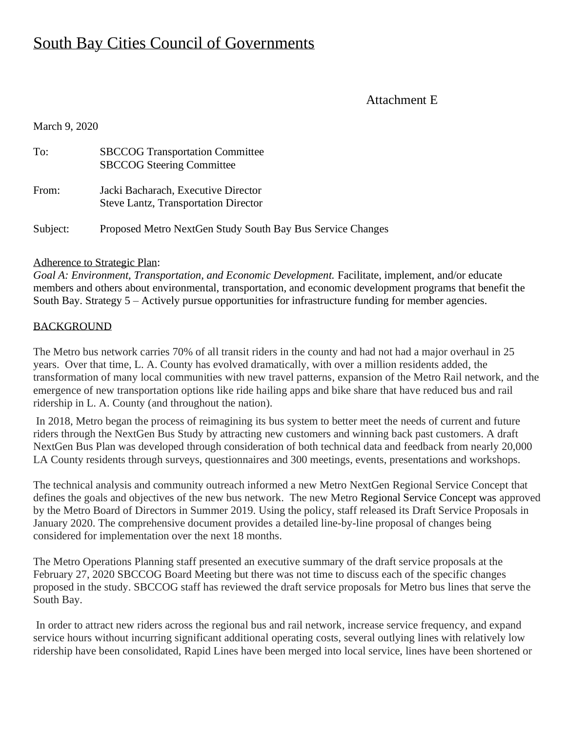# South Bay Cities Council of Governments

Attachment E

March 9, 2020

To: SBCCOG Transportation Committee
SBCCOG Steering Committee

From: Jacki Bacharach, Executive Director
Steve Lantz, Transportation Director

Subject: Proposed Metro NextGen Study South Bay Bus Service Changes

Adherence to Strategic Plan:
*Goal A: Environment, Transportation, and Economic Development.* Facilitate, implement, and/or educate members and others about environmental, transportation, and economic development programs that benefit the South Bay. Strategy 5 – Actively pursue opportunities for infrastructure funding for member agencies.

## BACKGROUND

The Metro bus network carries 70% of all transit riders in the county and had not had a major overhaul in 25 years. Over that time, L. A. County has evolved dramatically, with over a million residents added, the transformation of many local communities with new travel patterns, expansion of the Metro Rail network, and the emergence of new transportation options like ride hailing apps and bike share that have reduced bus and rail ridership in L. A. County (and throughout the nation).

In 2018, Metro began the process of reimagining its bus system to better meet the needs of current and future riders through the NextGen Bus Study by attracting new customers and winning back past customers. A draft NextGen Bus Plan was developed through consideration of both technical data and feedback from nearly 20,000 LA County residents through surveys, questionnaires and 300 meetings, events, presentations and workshops.

The technical analysis and community outreach informed a new Metro NextGen Regional Service Concept that defines the goals and objectives of the new bus network. The new Metro Regional Service Concept was approved by the Metro Board of Directors in Summer 2019. Using the policy, staff released its Draft Service Proposals in January 2020. The comprehensive document provides a detailed line-by-line proposal of changes being considered for implementation over the next 18 months.

The Metro Operations Planning staff presented an executive summary of the draft service proposals at the February 27, 2020 SBCCOG Board Meeting but there was not time to discuss each of the specific changes proposed in the study. SBCCOG staff has reviewed the draft service proposals for Metro bus lines that serve the South Bay.

In order to attract new riders across the regional bus and rail network, increase service frequency, and expand service hours without incurring significant additional operating costs, several outlying lines with relatively low ridership have been consolidated, Rapid Lines have been merged into local service, lines have been shortened or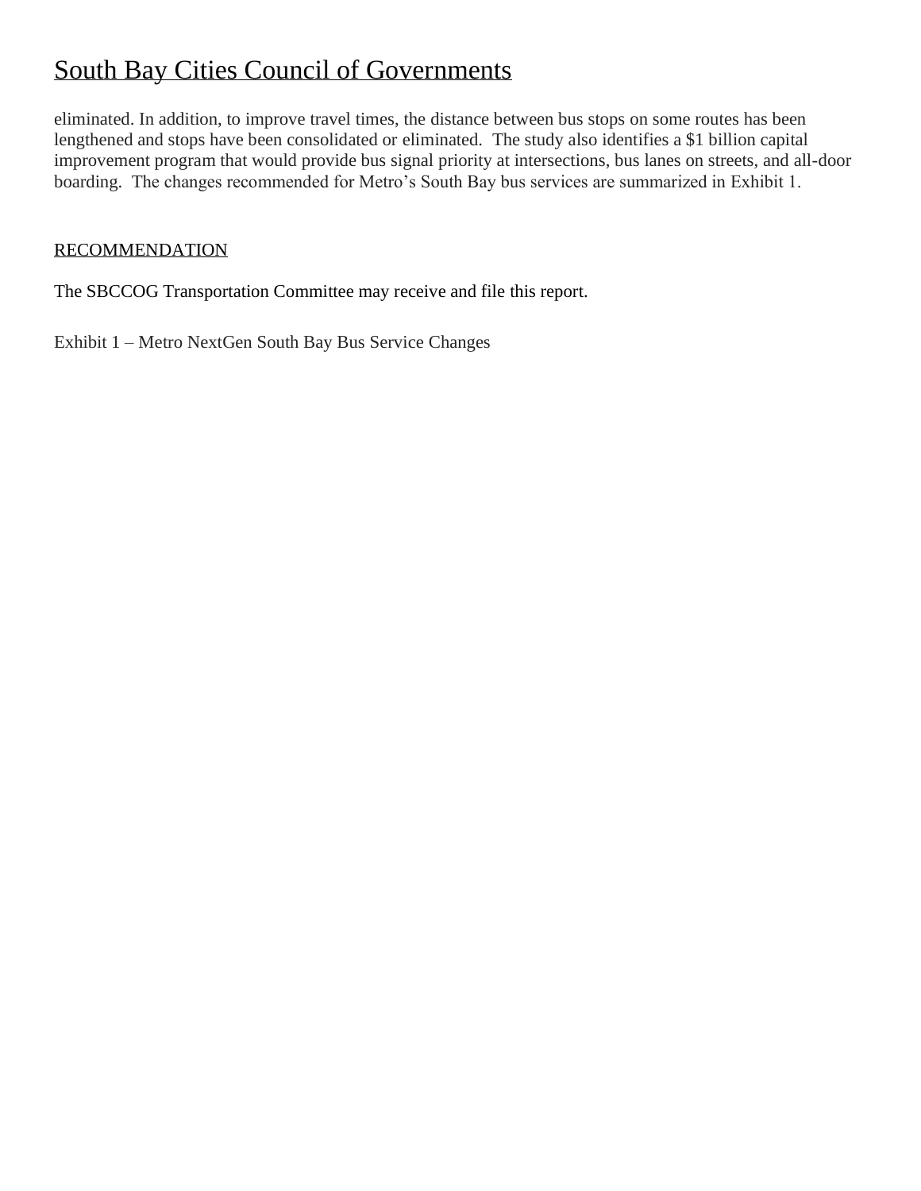eliminated. In addition, to improve travel times, the distance between bus stops on some routes has been lengthened and stops have been consolidated or eliminated. The study also identifies a $1 billion capital improvement program that would provide bus signal priority at intersections, bus lanes on streets, and all-door boarding. The changes recommended for Metro's South Bay bus services are summarized in Exhibit 1.

## RECOMMENDATION

The SBCCOG Transportation Committee may receive and file this report.

Exhibit 1 – Metro NextGen South Bay Bus Service Changes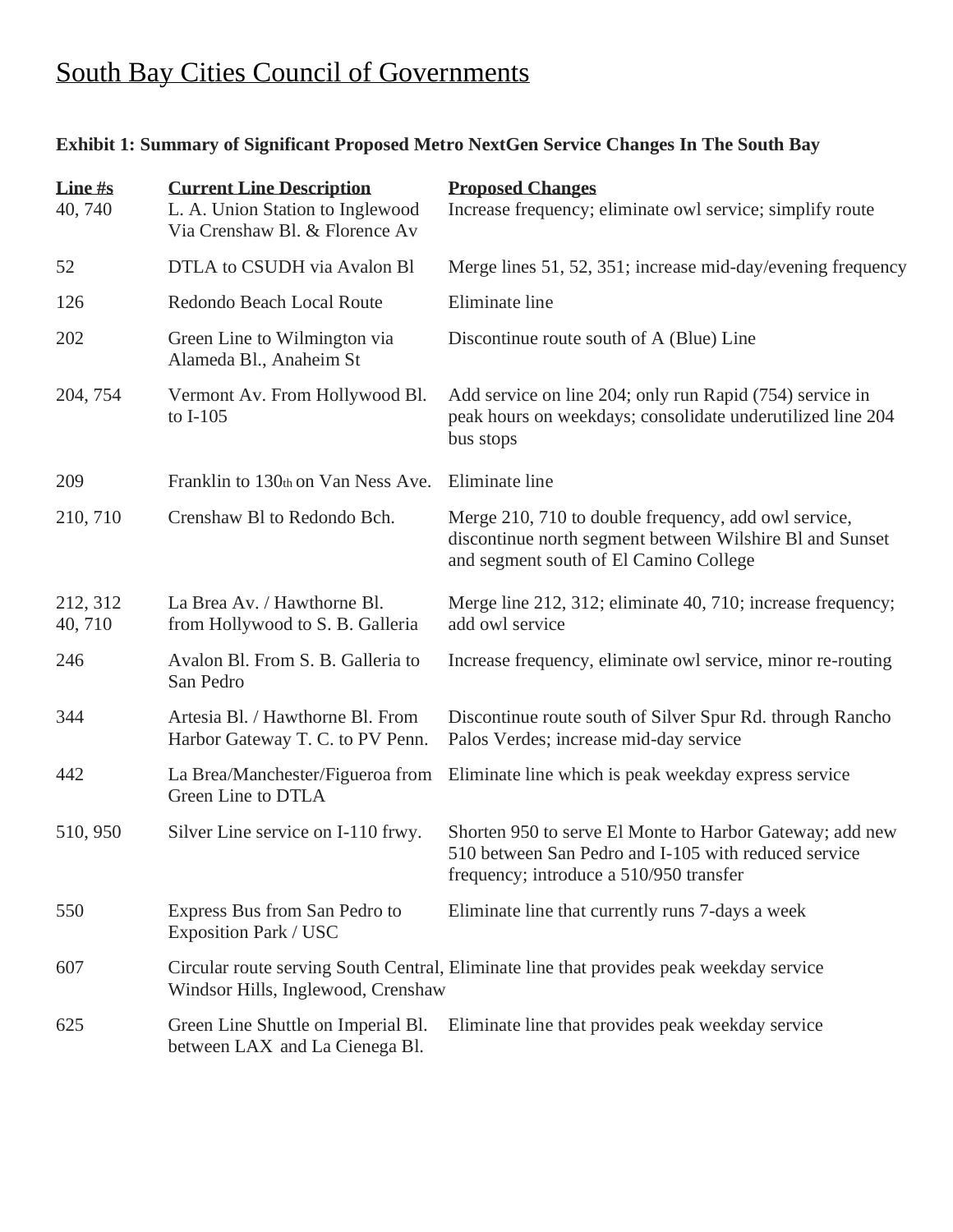# South Bay Cities Council of Governments

**Exhibit 1: Summary of Significant Proposed Metro NextGen Service Changes In The South Bay**

| Line #s | Current Line Description | Proposed Changes |
|---|---|---|
| 40, 740 | L. A. Union Station to Inglewood Via Crenshaw Bl. & Florence Av | Increase frequency; eliminate owl service; simplify route |
| 52 | DTLA to CSUDH via Avalon Bl | Merge lines 51, 52, 351; increase mid-day/evening frequency |
| 126 | Redondo Beach Local Route | Eliminate line |
| 202 | Green Line to Wilmington via Alameda Bl., Anaheim St | Discontinue route south of A (Blue) Line |
| 204, 754 | Vermont Av. From Hollywood Bl. to I-105 | Add service on line 204; only run Rapid (754) service in peak hours on weekdays; consolidate underutilized line 204 bus stops |
| 209 | Franklin to 130th on Van Ness Ave. | Eliminate line |
| 210, 710 | Crenshaw Bl to Redondo Bch. | Merge 210, 710 to double frequency, add owl service, discontinue north segment between Wilshire Bl and Sunset and segment south of El Camino College |
| 212, 312 40, 710 | La Brea Av. / Hawthorne Bl. from Hollywood to S. B. Galleria | Merge line 212, 312; eliminate 40, 710; increase frequency; add owl service |
| 246 | Avalon Bl. From S. B. Galleria to San Pedro | Increase frequency, eliminate owl service, minor re-routing |
| 344 | Artesia Bl. / Hawthorne Bl. From Harbor Gateway T. C. to PV Penn. | Discontinue route south of Silver Spur Rd. through Rancho Palos Verdes; increase mid-day service |
| 442 | La Brea/Manchester/Figueroa from Green Line to DTLA | Eliminate line which is peak weekday express service |
| 510, 950 | Silver Line service on I-110 frwy. | Shorten 950 to serve El Monte to Harbor Gateway; add new 510 between San Pedro and I-105 with reduced service frequency; introduce a 510/950 transfer |
| 550 | Express Bus from San Pedro to Exposition Park / USC | Eliminate line that currently runs 7-days a week |
| 607 | Circular route serving South Central, Windsor Hills, Inglewood, Crenshaw | Eliminate line that provides peak weekday service |
| 625 | Green Line Shuttle on Imperial Bl. between LAX and La Cienega Bl. | Eliminate line that provides peak weekday service |